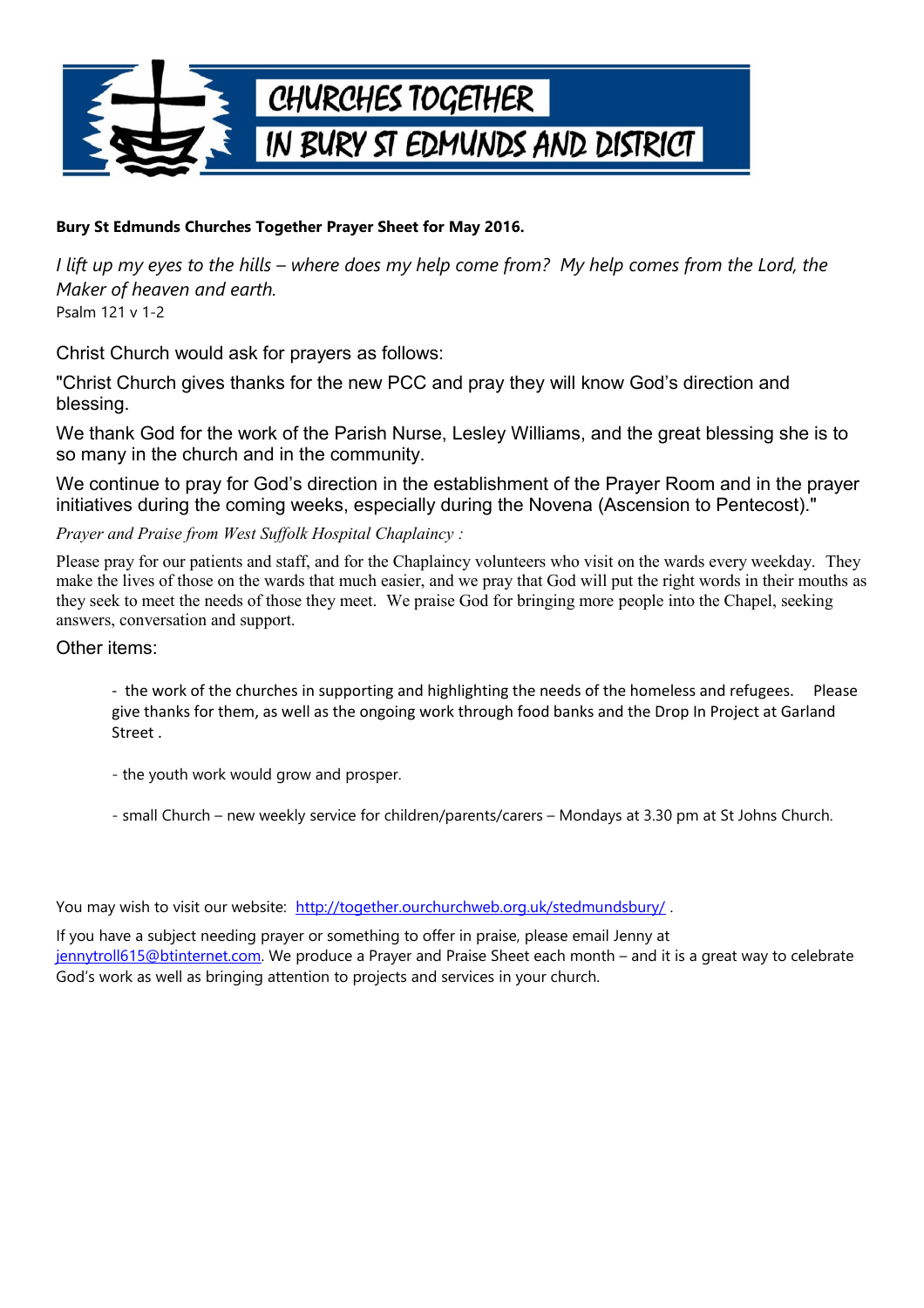# CHURCHES TOGETHER IN BURY ST EDMUNDS AND DISTRICT

**Bury St Edmunds Churches Together Prayer Sheet for May 2016.**

*I lift up my eyes to the hills – where does my help come from? My help comes from the Lord, the Maker of heaven and earth.*
Psalm 121 v 1-2

Christ Church would ask for prayers as follows:

"Christ Church gives thanks for the new PCC and pray they will know God's direction and blessing.

We thank God for the work of the Parish Nurse, Lesley Williams, and the great blessing she is to so many in the church and in the community.

We continue to pray for God's direction in the establishment of the Prayer Room and in the prayer initiatives during the coming weeks, especially during the Novena (Ascension to Pentecost)."

*Prayer and Praise from West Suffolk Hospital Chaplaincy :*

Please pray for our patients and staff, and for the Chaplaincy volunteers who visit on the wards every weekday. They make the lives of those on the wards that much easier, and we pray that God will put the right words in their mouths as they seek to meet the needs of those they meet. We praise God for bringing more people into the Chapel, seeking answers, conversation and support.

Other items:

- the work of the churches in supporting and highlighting the needs of the homeless and refugees. Please give thanks for them, as well as the ongoing work through food banks and the Drop In Project at Garland Street .

- the youth work would grow and prosper.

- small Church – new weekly service for children/parents/carers – Mondays at 3.30 pm at St Johns Church.

You may wish to visit our website: http://together.ourchurchweb.org.uk/stedmundsbury/ .

If you have a subject needing prayer or something to offer in praise, please email Jenny at jennytroll615@btinternet.com. We produce a Prayer and Praise Sheet each month – and it is a great way to celebrate God's work as well as bringing attention to projects and services in your church.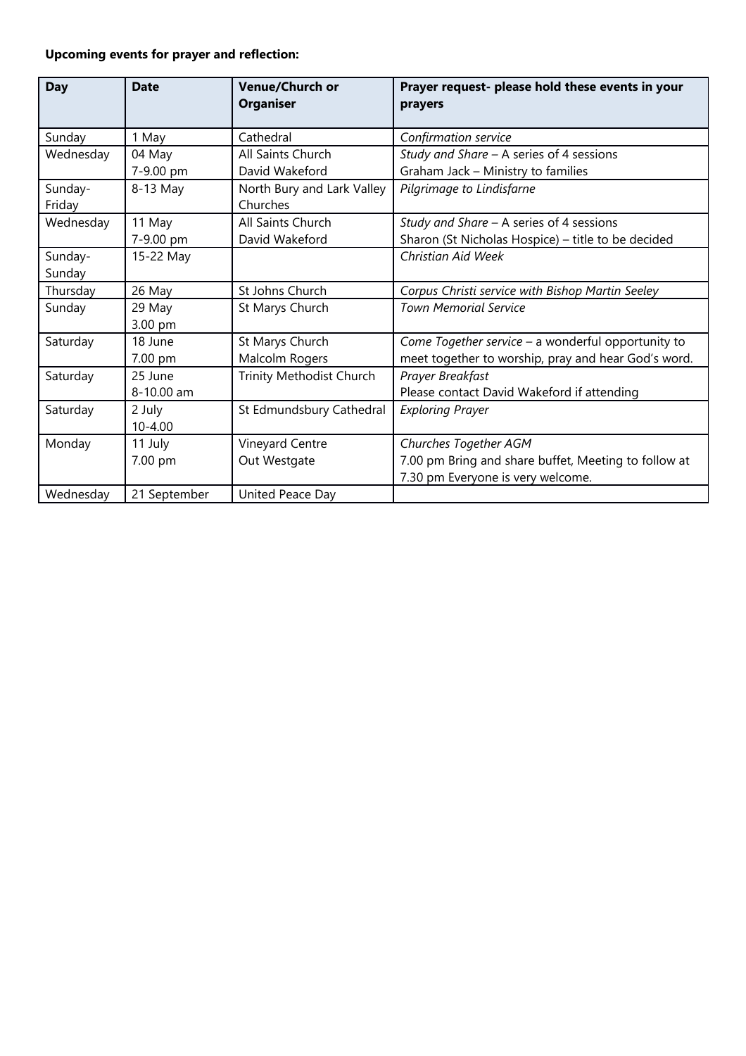**Upcoming events for prayer and reflection:**

| Day | Date | Venue/Church or Organiser | Prayer request- please hold these events in your prayers |
|---|---|---|---|
| Sunday | 1 May | Cathedral | *Confirmation service* |
| Wednesday | 04 May<br>7-9.00 pm | All Saints Church<br>David Wakeford | *Study and Share* – A series of 4 sessions<br>Graham Jack – Ministry to families |
| Sunday-Friday | 8-13 May | North Bury and Lark Valley Churches | *Pilgrimage to Lindisfarne* |
| Wednesday | 11 May<br>7-9.00 pm | All Saints Church<br>David Wakeford | *Study and Share* – A series of 4 sessions<br>Sharon (St Nicholas Hospice) – title to be decided |
| Sunday-Sunday | 15-22 May | | *Christian Aid Week* |
| Thursday | 26 May | St Johns Church | *Corpus Christi service with Bishop Martin Seeley* |
| Sunday | 29 May<br>3.00 pm | St Marys Church | *Town Memorial Service* |
| Saturday | 18 June<br>7.00 pm | St Marys Church<br>Malcolm Rogers | *Come Together service* – a wonderful opportunity to meet together to worship, pray and hear God's word. |
| Saturday | 25 June<br>8-10.00 am | Trinity Methodist Church | *Prayer Breakfast*<br>Please contact David Wakeford if attending |
| Saturday | 2 July<br>10-4.00 | St Edmundsbury Cathedral | *Exploring Prayer* |
| Monday | 11 July<br>7.00 pm | Vineyard Centre<br>Out Westgate | *Churches Together AGM*<br>7.00 pm Bring and share buffet, Meeting to follow at 7.30 pm Everyone is very welcome. |
| Wednesday | 21 September | United Peace Day | |